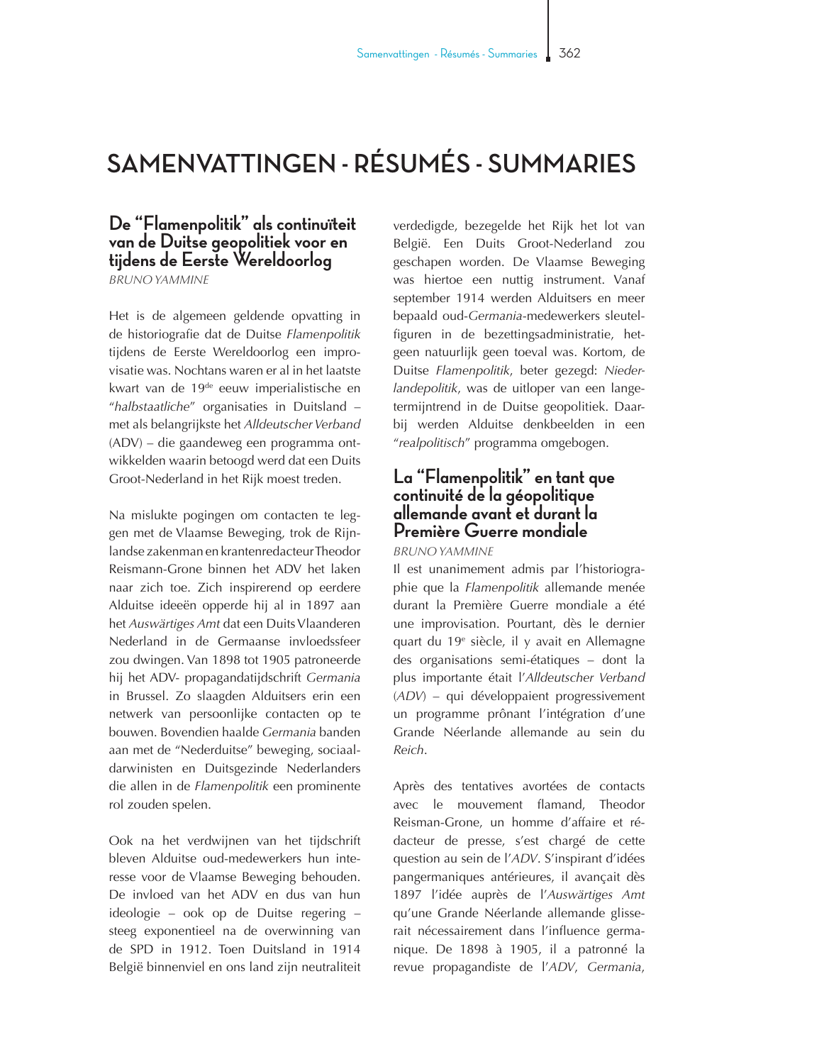# SAMENVATTINGEN - RÉSUMÉS - SUMMARIES

## De "Flamenpolitik" als continuïteit van de Duitse geopolitiek voor en tijdens de Eerste Wereldoorlog

*BRUNO YAMMINE*

Het is de algemeen geldende opvatting in de historiografie dat de Duitse *Flamenpolitik* tijdens de Eerste Wereldoorlog een improvisatie was. Nochtans waren er al in het laatste kwart van de 19[de] eeuw imperialistische en "*halbstaatliche*" organisaties in Duitsland – met als belangrijkste het *Alldeutscher Verband* (ADV) – die gaandeweg een programma ontwikkelden waarin betoogd werd dat een Duits Groot-Nederland in het Rijk moest treden.

Na mislukte pogingen om contacten te leggen met de Vlaamse Beweging, trok de Rijnlandse zakenman en krantenredacteur Theodor Reismann-Grone binnen het ADV het laken naar zich toe. Zich inspirerend op eerdere Alduitse ideeën opperde hij al in 1897 aan het *Auswärtiges Amt* dat een Duits Vlaanderen Nederland in de Germaanse invloedssfeer zou dwingen. Van 1898 tot 1905 patroneerde hij het ADV- propagandatijdschrift *Germania* in Brussel. Zo slaagden Alduitsers erin een netwerk van persoonlijke contacten op te bouwen. Bovendien haalde *Germania* banden aan met de "Nederduitse" beweging, sociaaldarwinisten en Duitsgezinde Nederlanders die allen in de *Flamenpolitik* een prominente rol zouden spelen.

Ook na het verdwijnen van het tijdschrift bleven Alduitse oud-medewerkers hun interesse voor de Vlaamse Beweging behouden. De invloed van het ADV en dus van hun ideologie – ook op de Duitse regering – steeg exponentieel na de overwinning van de SPD in 1912. Toen Duitsland in 1914 België binnenviel en ons land zijn neutraliteit verdedigde, bezegelde het Rijk het lot van België. Een Duits Groot-Nederland zou geschapen worden. De Vlaamse Beweging was hiertoe een nuttig instrument. Vanaf september 1914 werden Alduitsers en meer bepaald oud-*Germania*-medewerkers sleutelfiguren in de bezettingsadministratie, hetgeen natuurlijk geen toeval was. Kortom, de Duitse *Flamenpolitik*, beter gezegd: *Niederlandepolitik*, was de uitloper van een langetermijntrend in de Duitse geopolitiek. Daarbij werden Alduitse denkbeelden in een "*realpolitisch*" programma omgebogen.

## La "Flamenpolitik" en tant que continuité de la géopolitique allemande avant et durant la Première Guerre mondiale

*BRUNO YAMMINE*

Il est unanimement admis par l'historiographie que la *Flamenpolitik* allemande menée durant la Première Guerre mondiale a été une improvisation. Pourtant, dès le dernier quart du 19[e] siècle, il y avait en Allemagne des organisations semi-étatiques – dont la plus importante était l'*Alldeutscher Verband* (*ADV*) – qui développaient progressivement un programme prônant l'intégration d'une Grande Néerlande allemande au sein du *Reich*.

Après des tentatives avortées de contacts avec le mouvement flamand, Theodor Reisman-Grone, un homme d'affaire et rédacteur de presse, s'est chargé de cette question au sein de l'*ADV*. S'inspirant d'idées pangermaniques antérieures, il avançait dès 1897 l'idée auprès de l'*Auswärtiges Amt* qu'une Grande Néerlande allemande glisserait nécessairement dans l'influence germanique. De 1898 à 1905, il a patronné la revue propagandiste de l'*ADV*, *Germania*,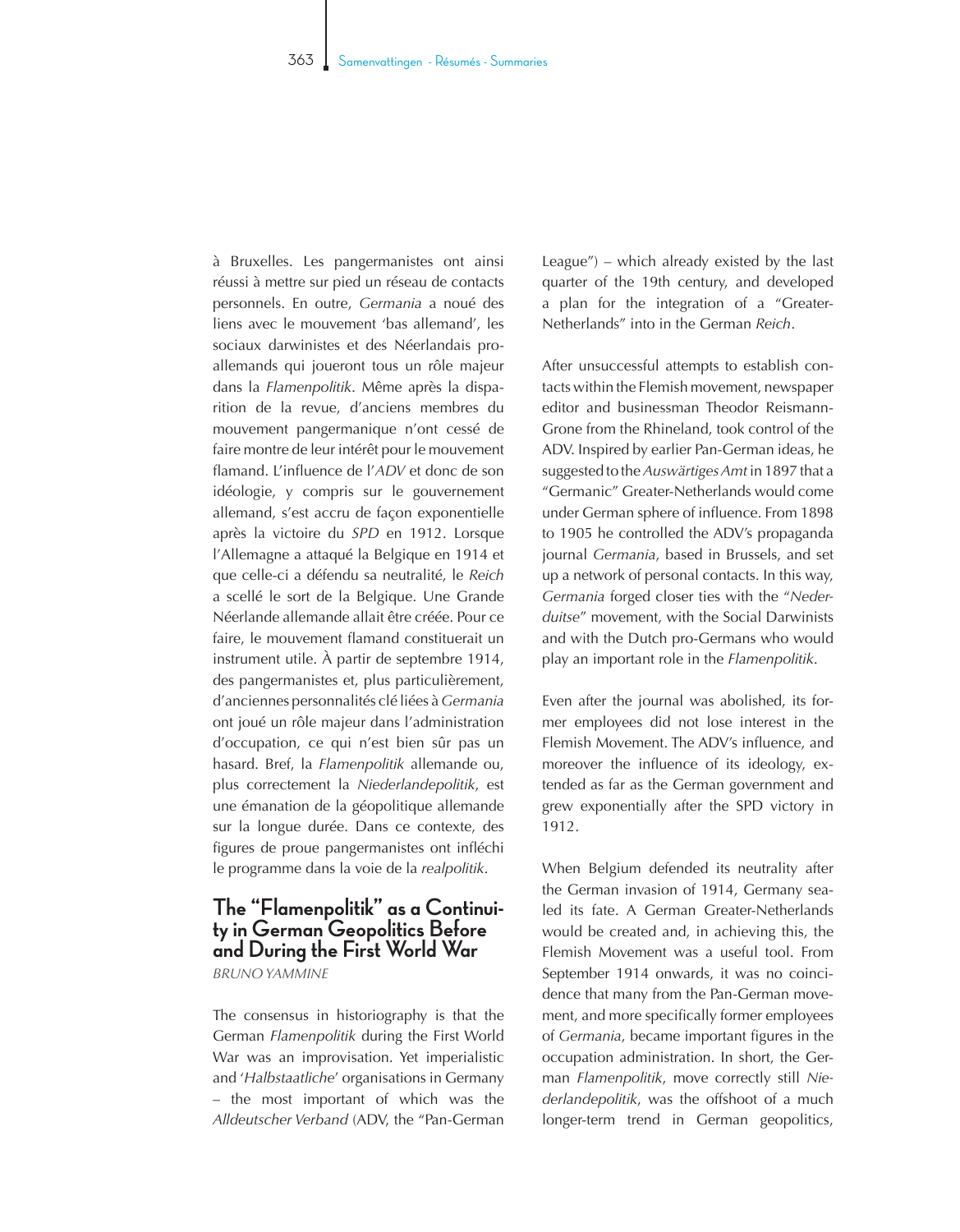à Bruxelles. Les pangermanistes ont ainsi réussi à mettre sur pied un réseau de contacts personnels. En outre, *Germania* a noué des liens avec le mouvement 'bas allemand', les sociaux darwinistes et des Néerlandais pro-allemands qui joueront tous un rôle majeur dans la *Flamenpolitik*. Même après la disparition de la revue, d'anciens membres du mouvement pangermanique n'ont cessé de faire montre de leur intérêt pour le mouvement flamand. L'influence de l'*ADV* et donc de son idéologie, y compris sur le gouvernement allemand, s'est accru de façon exponentielle après la victoire du *SPD* en 1912. Lorsque l'Allemagne a attaqué la Belgique en 1914 et que celle-ci a défendu sa neutralité, le *Reich* a scellé le sort de la Belgique. Une Grande Néerlande allemande allait être créée. Pour ce faire, le mouvement flamand constituerait un instrument utile. À partir de septembre 1914, des pangermanistes et, plus particulièrement, d'anciennes personnalités clé liées à *Germania* ont joué un rôle majeur dans l'administration d'occupation, ce qui n'est bien sûr pas un hasard. Bref, la *Flamenpolitik* allemande ou, plus correctement la *Niederlandepolitik*, est une émanation de la géopolitique allemande sur la longue durée. Dans ce contexte, des figures de proue pangermanistes ont infléchi le programme dans la voie de la *realpolitik*.

## The "Flamenpolitik" as a Continuity in German Geopolitics Before and During the First World War

*BRUNO YAMMINE*

The consensus in historiography is that the German *Flamenpolitik* during the First World War was an improvisation. Yet imperialistic and '*Halbstaatliche*' organisations in Germany – the most important of which was the *Alldeutscher Verband* (ADV, the "Pan-German League") – which already existed by the last quarter of the 19th century, and developed a plan for the integration of a "Greater-Netherlands" into in the German *Reich*.

After unsuccessful attempts to establish contacts within the Flemish movement, newspaper editor and businessman Theodor Reismann-Grone from the Rhineland, took control of the ADV. Inspired by earlier Pan-German ideas, he suggested to the *Auswärtiges Amt* in 1897 that a "Germanic" Greater-Netherlands would come under German sphere of influence. From 1898 to 1905 he controlled the ADV's propaganda journal *Germania*, based in Brussels, and set up a network of personal contacts. In this way, *Germania* forged closer ties with the "*Nederduitse*" movement, with the Social Darwinists and with the Dutch pro-Germans who would play an important role in the *Flamenpolitik*.

Even after the journal was abolished, its former employees did not lose interest in the Flemish Movement. The ADV's influence, and moreover the influence of its ideology, extended as far as the German government and grew exponentially after the SPD victory in 1912.

When Belgium defended its neutrality after the German invasion of 1914, Germany sealed its fate. A German Greater-Netherlands would be created and, in achieving this, the Flemish Movement was a useful tool. From September 1914 onwards, it was no coincidence that many from the Pan-German movement, and more specifically former employees of *Germania*, became important figures in the occupation administration. In short, the German *Flamenpolitik*, move correctly still *Niederlandepolitik*, was the offshoot of a much longer-term trend in German geopolitics,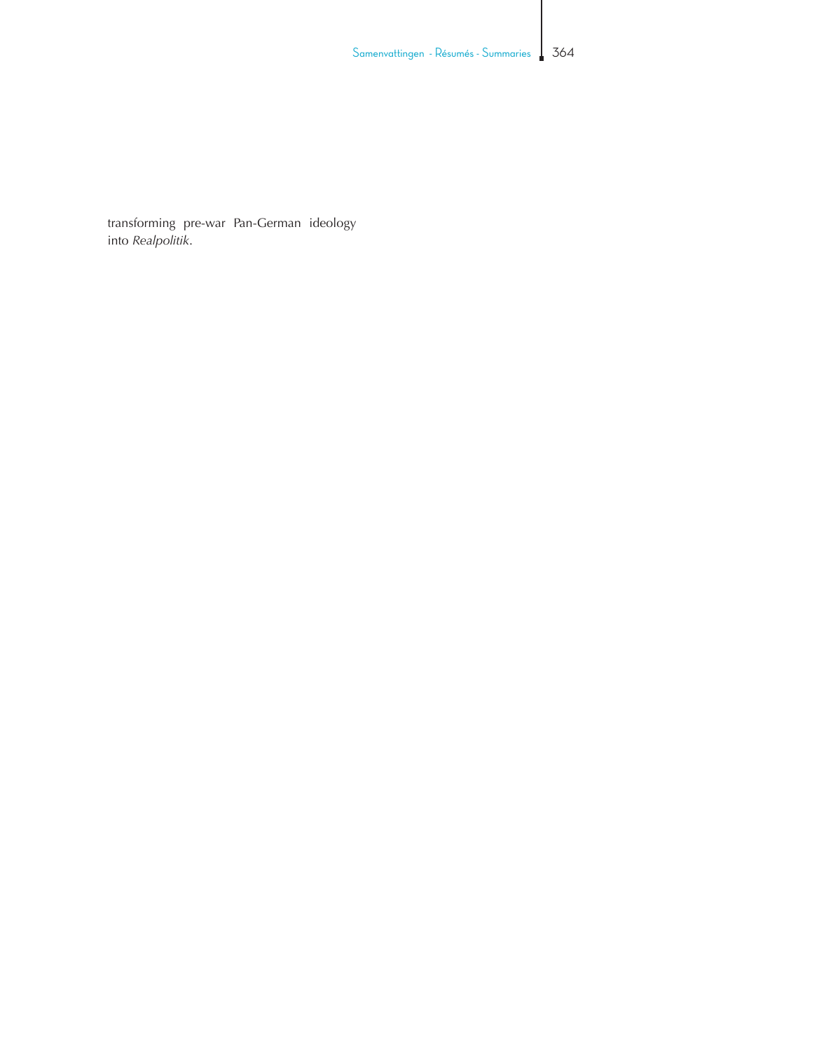transforming pre-war Pan-German ideology into *Realpolitik*.